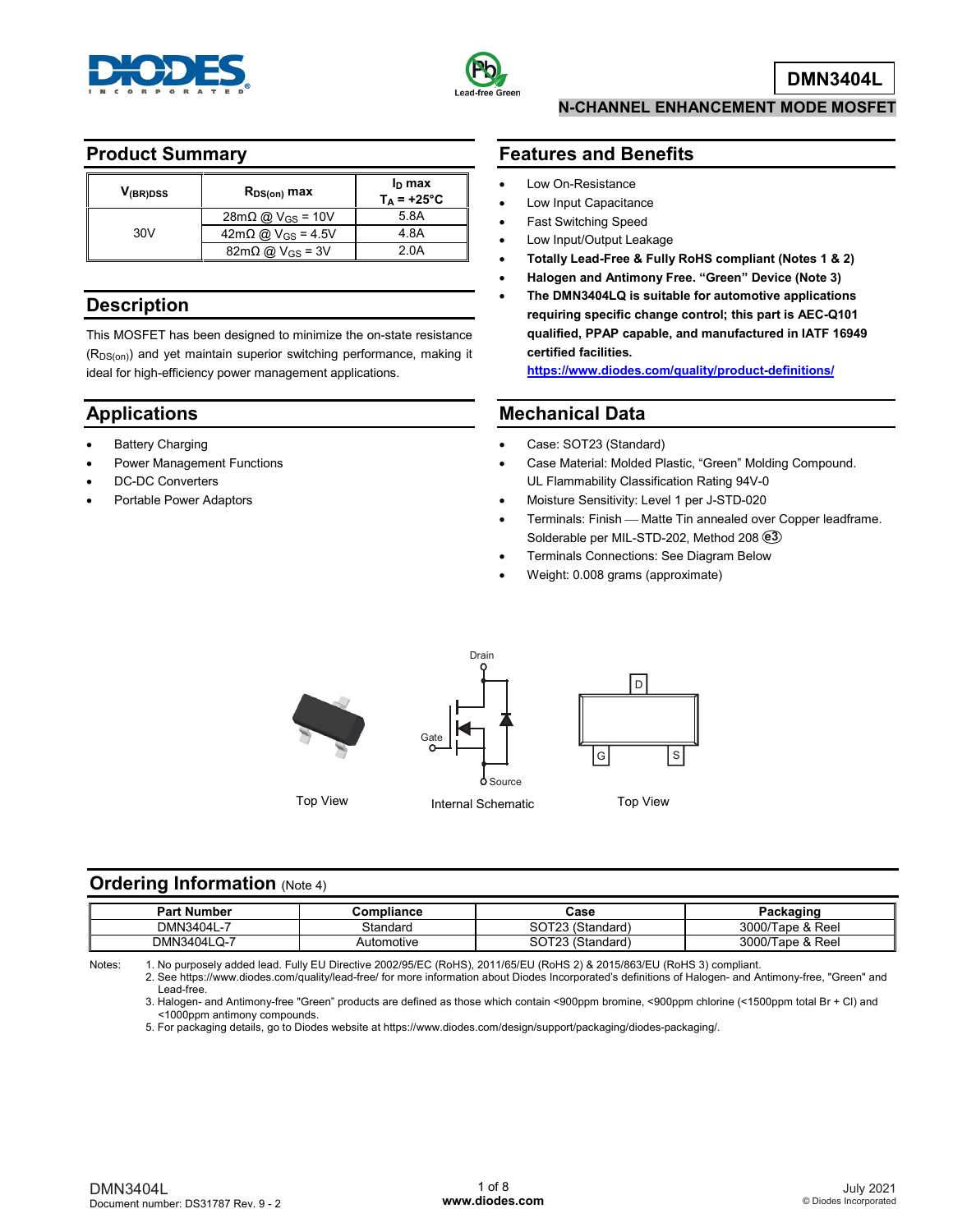# DMN3404L

## N-CHANNEL ENHANCEMENT MODE MOSFET

## Product Summary

| $V_{(BR)DSS}$ | $R_{DS(on)}$ max | $I_D$ max $T_A = +25°C$ |
|---|---|---|
| 30V | 28mΩ @ $V_{GS}$ = 10V | 5.8A |
| | 42mΩ @ $V_{GS}$ = 4.5V | 4.8A |
| | 82mΩ @ $V_{GS}$ = 3V | 2.0A |

## Description

This MOSFET has been designed to minimize the on-state resistance ($R_{DS(on)}$) and yet maintain superior switching performance, making it ideal for high-efficiency power management applications.

## Applications

- Battery Charging
- Power Management Functions
- DC-DC Converters
- Portable Power Adaptors

## Features and Benefits

- Low On-Resistance
- Low Input Capacitance
- Fast Switching Speed
- Low Input/Output Leakage
- **Totally Lead-Free & Fully RoHS compliant (Notes 1 & 2)**
- **Halogen and Antimony Free. "Green" Device (Note 3)**
- **The DMN3404LQ is suitable for automotive applications requiring specific change control; this part is AEC-Q101 qualified, PPAP capable, and manufactured in IATF 16949 certified facilities.**
  **https://www.diodes.com/quality/product-definitions/**

## Mechanical Data

- Case: SOT23 (Standard)
- Case Material: Molded Plastic, "Green" Molding Compound. UL Flammability Classification Rating 94V-0
- Moisture Sensitivity: Level 1 per J-STD-020
- Terminals: Finish — Matte Tin annealed over Copper leadframe. Solderable per MIL-STD-202, Method 208 (e3)
- Terminals Connections: See Diagram Below
- Weight: 0.008 grams (approximate)

Top View — Internal Schematic — Top View

## Ordering Information (Note 4)

| Part Number | Compliance | Case | Packaging |
|---|---|---|---|
| DMN3404L-7 | Standard | SOT23 (Standard) | 3000/Tape & Reel |
| DMN3404LQ-7 | Automotive | SOT23 (Standard) | 3000/Tape & Reel |

Notes:
1. No purposely added lead. Fully EU Directive 2002/95/EC (RoHS), 2011/65/EU (RoHS 2) & 2015/863/EU (RoHS 3) compliant.
2. See https://www.diodes.com/quality/lead-free/ for more information about Diodes Incorporated's definitions of Halogen- and Antimony-free, "Green" and Lead-free.
3. Halogen- and Antimony-free "Green" products are defined as those which contain <900ppm bromine, <900ppm chlorine (<1500ppm total Br + Cl) and <1000ppm antimony compounds.
5. For packaging details, go to Diodes website at https://www.diodes.com/design/support/packaging/diodes-packaging/.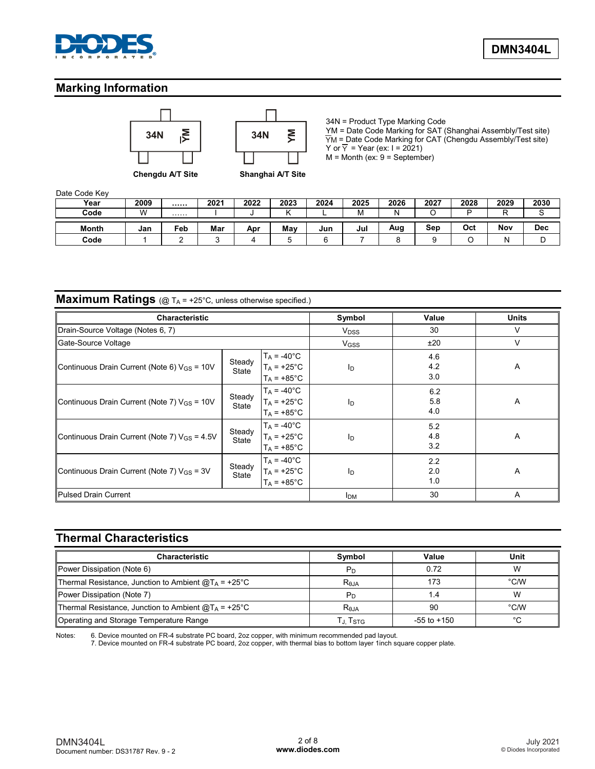## Marking Information

34N YM (Chengdu A/T Site) — 34N YM (Shanghai A/T Site)

34N = Product Type Marking Code
YM = Date Code Marking for SAT (Shanghai Assembly/Test site)
$\overline{Y}$M = Date Code Marking for CAT (Chengdu Assembly/Test site)
Y or $\overline{Y}$ = Year (ex: I = 2021)
M = Month (ex: 9 = September)

Date Code Key

| Year | 2009 | …… | 2021 | 2022 | 2023 | 2024 | 2025 | 2026 | 2027 | 2028 | 2029 | 2030 |
|---|---|---|---|---|---|---|---|---|---|---|---|---|
| Code | W | …… | I | J | K | L | M | N | O | P | R | S |

| Month | Jan | Feb | Mar | Apr | May | Jun | Jul | Aug | Sep | Oct | Nov | Dec |
|---|---|---|---|---|---|---|---|---|---|---|---|---|
| Code | 1 | 2 | 3 | 4 | 5 | 6 | 7 | 8 | 9 | O | N | D |

## Maximum Ratings (@ $T_A$ = +25°C, unless otherwise specified.)

| Characteristic | | | Symbol | Value | Units |
|---|---|---|---|---|---|
| Drain-Source Voltage (Notes 6, 7) | | | $V_{DSS}$ | 30 | V |
| Gate-Source Voltage | | | $V_{GSS}$ | ±20 | V |
| Continuous Drain Current (Note 6) $V_{GS}$ = 10V | Steady State | $T_A$ = -40°C<br>$T_A$ = +25°C<br>$T_A$ = +85°C | $I_D$ | 4.6<br>4.2<br>3.0 | A |
| Continuous Drain Current (Note 7) $V_{GS}$ = 10V | Steady State | $T_A$ = -40°C<br>$T_A$ = +25°C<br>$T_A$ = +85°C | $I_D$ | 6.2<br>5.8<br>4.0 | A |
| Continuous Drain Current (Note 7) $V_{GS}$ = 4.5V | Steady State | $T_A$ = -40°C<br>$T_A$ = +25°C<br>$T_A$ = +85°C | $I_D$ | 5.2<br>4.8<br>3.2 | A |
| Continuous Drain Current (Note 7) $V_{GS}$ = 3V | Steady State | $T_A$ = -40°C<br>$T_A$ = +25°C<br>$T_A$ = +85°C | $I_D$ | 2.2<br>2.0<br>1.0 | A |
| Pulsed Drain Current | | | $I_{DM}$ | 30 | A |

## Thermal Characteristics

| Characteristic | Symbol | Value | Unit |
|---|---|---|---|
| Power Dissipation (Note 6) | $P_D$ | 0.72 | W |
| Thermal Resistance, Junction to Ambient @$T_A$ = +25°C | $R_{\theta JA}$ | 173 | °C/W |
| Power Dissipation (Note 7) | $P_D$ | 1.4 | W |
| Thermal Resistance, Junction to Ambient @$T_A$ = +25°C | $R_{\theta JA}$ | 90 | °C/W |
| Operating and Storage Temperature Range | $T_J, T_{STG}$ | -55 to +150 | °C |

Notes:
6. Device mounted on FR-4 substrate PC board, 2oz copper, with minimum recommended pad layout.
7. Device mounted on FR-4 substrate PC board, 2oz copper, with thermal bias to bottom layer 1inch square copper plate.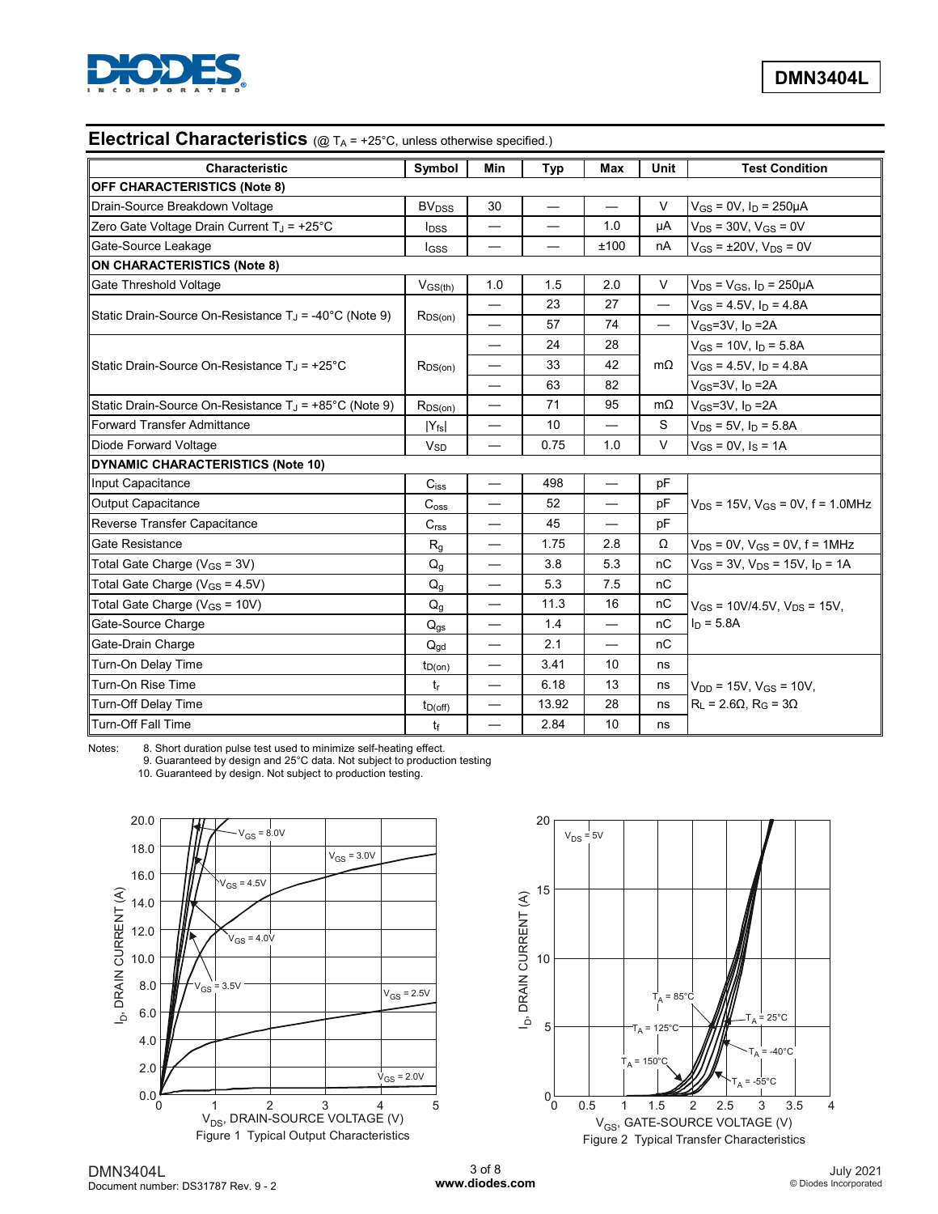## Electrical Characteristics (@ $T_A$ = +25°C, unless otherwise specified.)

| Characteristic | Symbol | Min | Typ | Max | Unit | Test Condition |
|---|---|---|---|---|---|---|
| **OFF CHARACTERISTICS (Note 8)** | | | | | | |
| Drain-Source Breakdown Voltage | $BV_{DSS}$ | 30 | — | — | V | $V_{GS}$ = 0V, $I_D$ = 250μA |
| Zero Gate Voltage Drain Current $T_J$ = +25°C | $I_{DSS}$ | — | — | 1.0 | μA | $V_{DS}$ = 30V, $V_{GS}$ = 0V |
| Gate-Source Leakage | $I_{GSS}$ | — | — | ±100 | nA | $V_{GS}$ = ±20V, $V_{DS}$ = 0V |
| **ON CHARACTERISTICS (Note 8)** | | | | | | |
| Gate Threshold Voltage | $V_{GS(th)}$ | 1.0 | 1.5 | 2.0 | V | $V_{DS}$ = $V_{GS}$, $I_D$ = 250μA |
| Static Drain-Source On-Resistance $T_J$ = -40°C (Note 9) | $R_{DS(on)}$ | — | 23 | 27 | — | $V_{GS}$ = 4.5V, $I_D$ = 4.8A |
| | | — | 57 | 74 | — | $V_{GS}$=3V, $I_D$ =2A |
| Static Drain-Source On-Resistance $T_J$ = +25°C | $R_{DS(on)}$ | — | 24 | 28 | mΩ | $V_{GS}$ = 10V, $I_D$ = 5.8A |
| | | — | 33 | 42 | | $V_{GS}$ = 4.5V, $I_D$ = 4.8A |
| | | — | 63 | 82 | | $V_{GS}$=3V, $I_D$ =2A |
| Static Drain-Source On-Resistance $T_J$ = +85°C (Note 9) | $R_{DS(on)}$ | — | 71 | 95 | mΩ | $V_{GS}$=3V, $I_D$ =2A |
| Forward Transfer Admittance | $\|Y_{fs}\|$ | — | 10 | — | S | $V_{DS}$ = 5V, $I_D$ = 5.8A |
| Diode Forward Voltage | $V_{SD}$ | — | 0.75 | 1.0 | V | $V_{GS}$ = 0V, $I_S$ = 1A |
| **DYNAMIC CHARACTERISTICS (Note 10)** | | | | | | |
| Input Capacitance | $C_{iss}$ | — | 498 | — | pF | $V_{DS}$ = 15V, $V_{GS}$ = 0V, f = 1.0MHz |
| Output Capacitance | $C_{oss}$ | — | 52 | — | pF | |
| Reverse Transfer Capacitance | $C_{rss}$ | — | 45 | — | pF | |
| Gate Resistance | $R_g$ | — | 1.75 | 2.8 | Ω | $V_{DS}$ = 0V, $V_{GS}$ = 0V, f = 1MHz |
| Total Gate Charge ($V_{GS}$ = 3V) | $Q_g$ | — | 3.8 | 5.3 | nC | $V_{GS}$ = 3V, $V_{DS}$ = 15V, $I_D$ = 1A |
| Total Gate Charge ($V_{GS}$ = 4.5V) | $Q_g$ | — | 5.3 | 7.5 | nC | $V_{GS}$ = 10V/4.5V, $V_{DS}$ = 15V, $I_D$ = 5.8A |
| Total Gate Charge ($V_{GS}$ = 10V) | $Q_g$ | — | 11.3 | 16 | nC | |
| Gate-Source Charge | $Q_{gs}$ | — | 1.4 | — | nC | |
| Gate-Drain Charge | $Q_{gd}$ | — | 2.1 | — | nC | |
| Turn-On Delay Time | $t_{D(on)}$ | — | 3.41 | 10 | ns | $V_{DD}$ = 15V, $V_{GS}$ = 10V, $R_L$ = 2.6Ω, $R_G$ = 3Ω |
| Turn-On Rise Time | $t_r$ | — | 6.18 | 13 | ns | |
| Turn-Off Delay Time | $t_{D(off)}$ | — | 13.92 | 28 | ns | |
| Turn-Off Fall Time | $t_f$ | — | 2.84 | 10 | ns | |

Notes:
8. Short duration pulse test used to minimize self-heating effect.
9. Guaranteed by design and 25°C data. Not subject to production testing
10. Guaranteed by design. Not subject to production testing.

Figure 1 Typical Output Characteristics

Figure 2 Typical Transfer Characteristics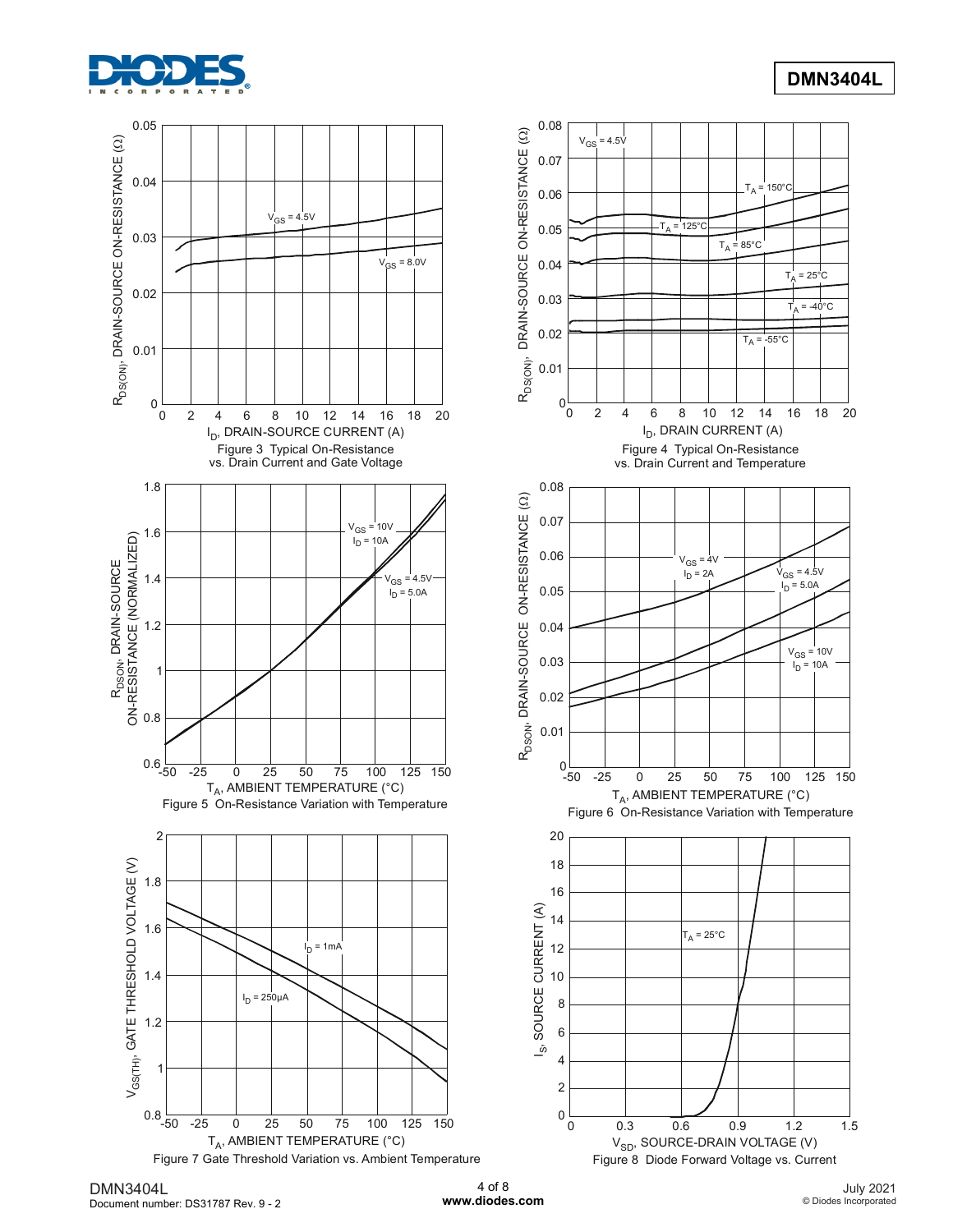Figure 3 Typical On-Resistance vs. Drain Current and Gate Voltage

Figure 4 Typical On-Resistance vs. Drain Current and Temperature

Figure 5 On-Resistance Variation with Temperature

Figure 6 On-Resistance Variation with Temperature

Figure 7 Gate Threshold Variation vs. Ambient Temperature

Figure 8 Diode Forward Voltage vs. Current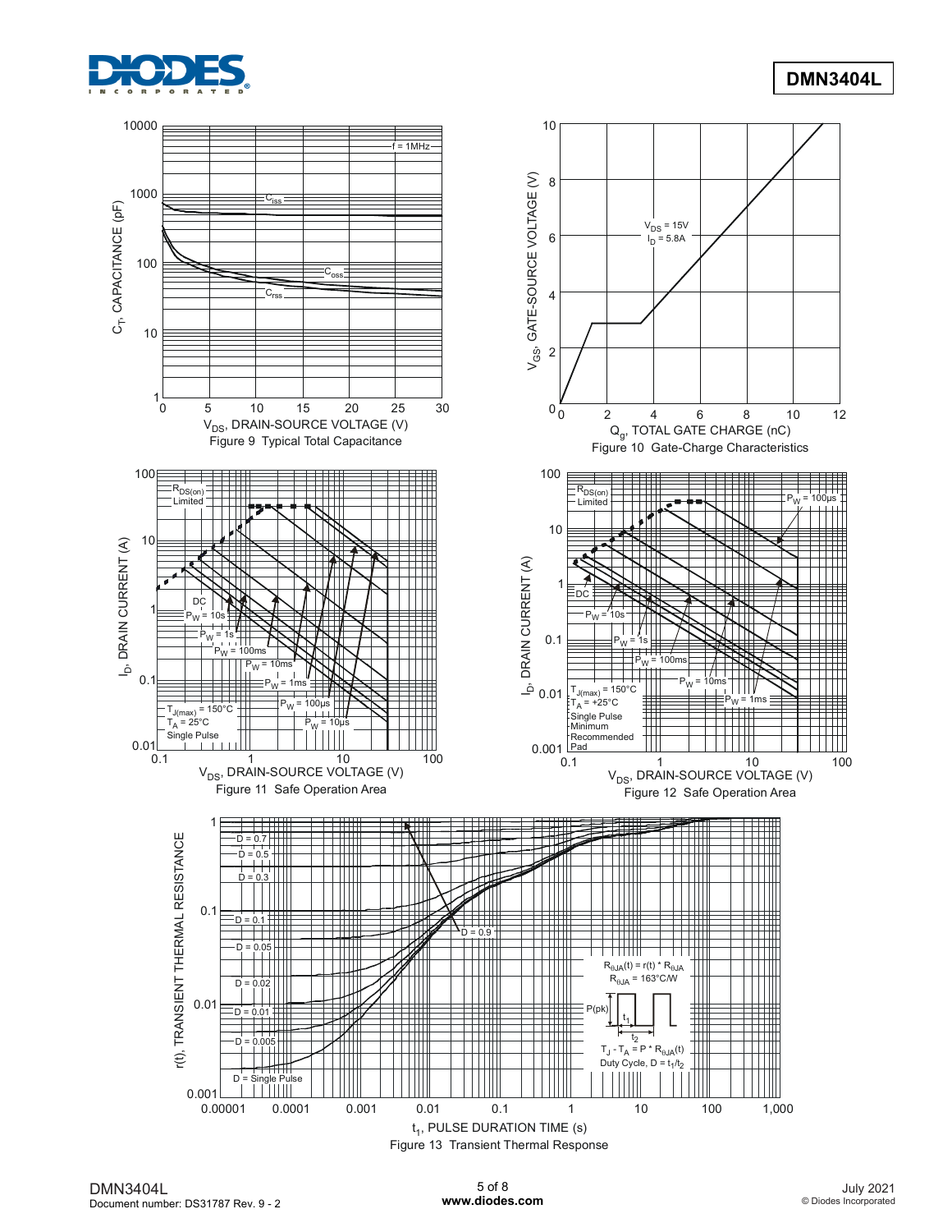$V_{DS}$, DRAIN-SOURCE VOLTAGE (V)

Figure 9 Typical Total Capacitance

$Q_g$, TOTAL GATE CHARGE (nC)

Figure 10 Gate-Charge Characteristics

$V_{DS}$, DRAIN-SOURCE VOLTAGE (V)

Figure 11 Safe Operation Area

$V_{DS}$, DRAIN-SOURCE VOLTAGE (V)

Figure 12 Safe Operation Area

$t_1$, PULSE DURATION TIME (s)

Figure 13 Transient Thermal Response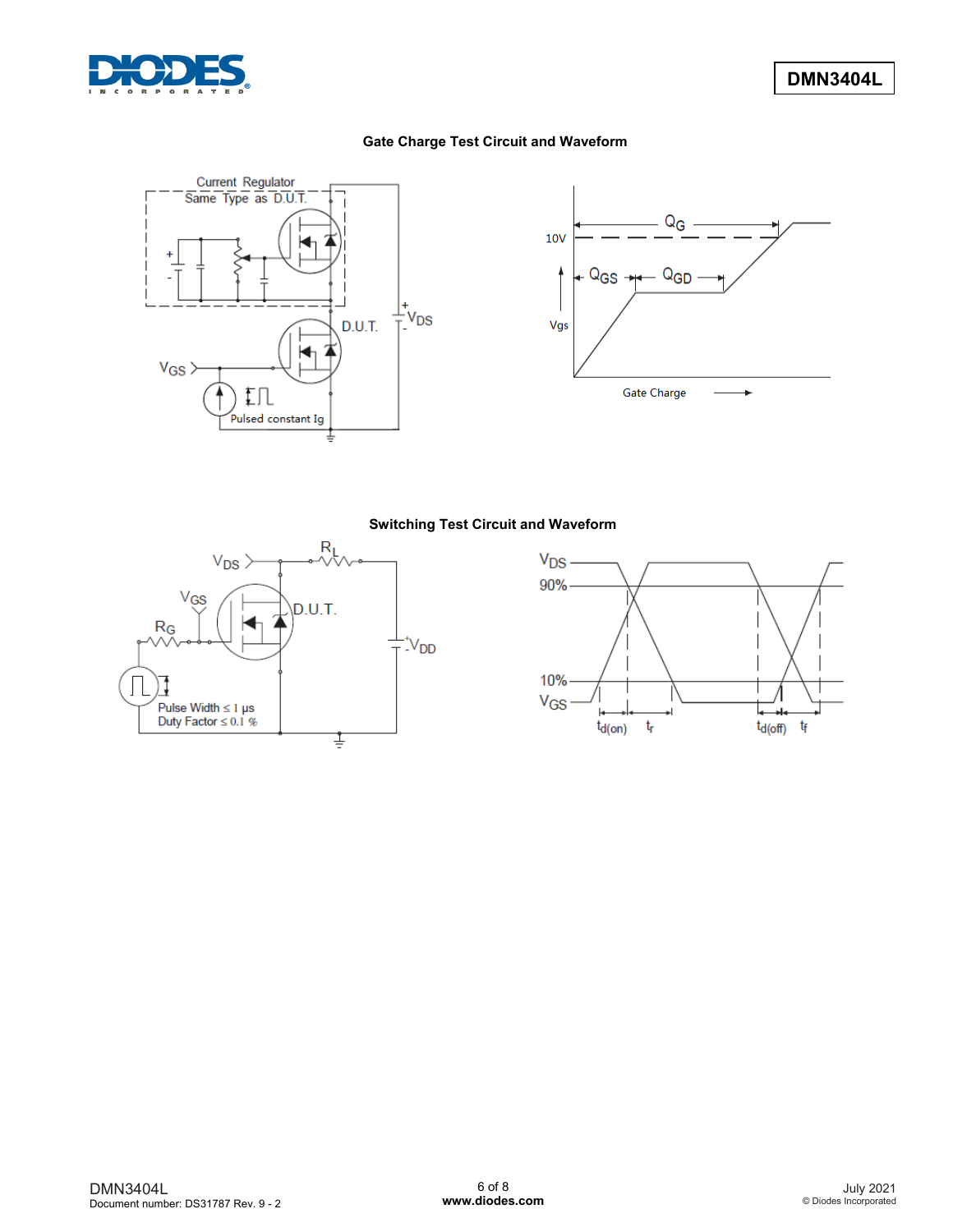## Gate Charge Test Circuit and Waveform

## Switching Test Circuit and Waveform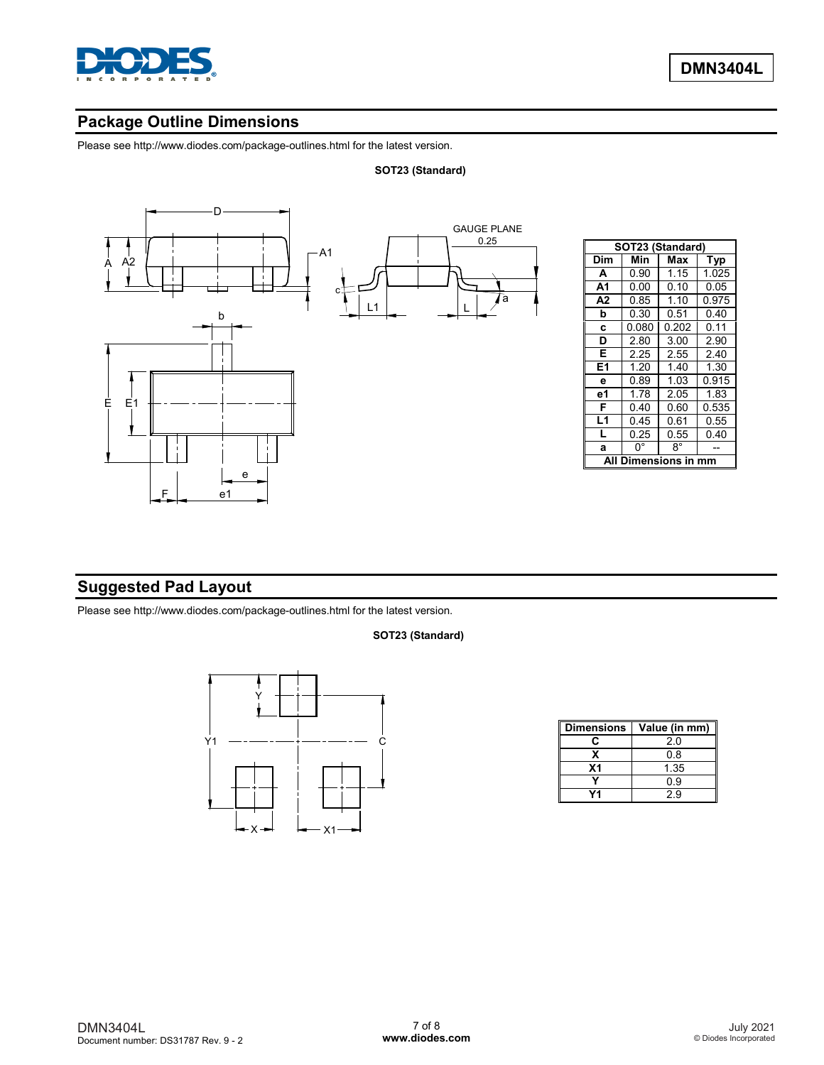## Package Outline Dimensions

Please see http://www.diodes.com/package-outlines.html for the latest version.

**SOT23 (Standard)**

| SOT23 (Standard) | | | |
|---|---|---|---|
| **Dim** | **Min** | **Max** | **Typ** |
| **A** | 0.90 | 1.15 | 1.025 |
| **A1** | 0.00 | 0.10 | 0.05 |
| **A2** | 0.85 | 1.10 | 0.975 |
| **b** | 0.30 | 0.51 | 0.40 |
| **c** | 0.080 | 0.202 | 0.11 |
| **D** | 2.80 | 3.00 | 2.90 |
| **E** | 2.25 | 2.55 | 2.40 |
| **E1** | 1.20 | 1.40 | 1.30 |
| **e** | 0.89 | 1.03 | 0.915 |
| **e1** | 1.78 | 2.05 | 1.83 |
| **F** | 0.40 | 0.60 | 0.535 |
| **L1** | 0.45 | 0.61 | 0.55 |
| **L** | 0.25 | 0.55 | 0.40 |
| **a** | 0° | 8° | -- |
| **All Dimensions in mm** | | | |

## Suggested Pad Layout

Please see http://www.diodes.com/package-outlines.html for the latest version.

**SOT23 (Standard)**

| Dimensions | Value (in mm) |
|---|---|
| **C** | 2.0 |
| **X** | 0.8 |
| **X1** | 1.35 |
| **Y** | 0.9 |
| **Y1** | 2.9 |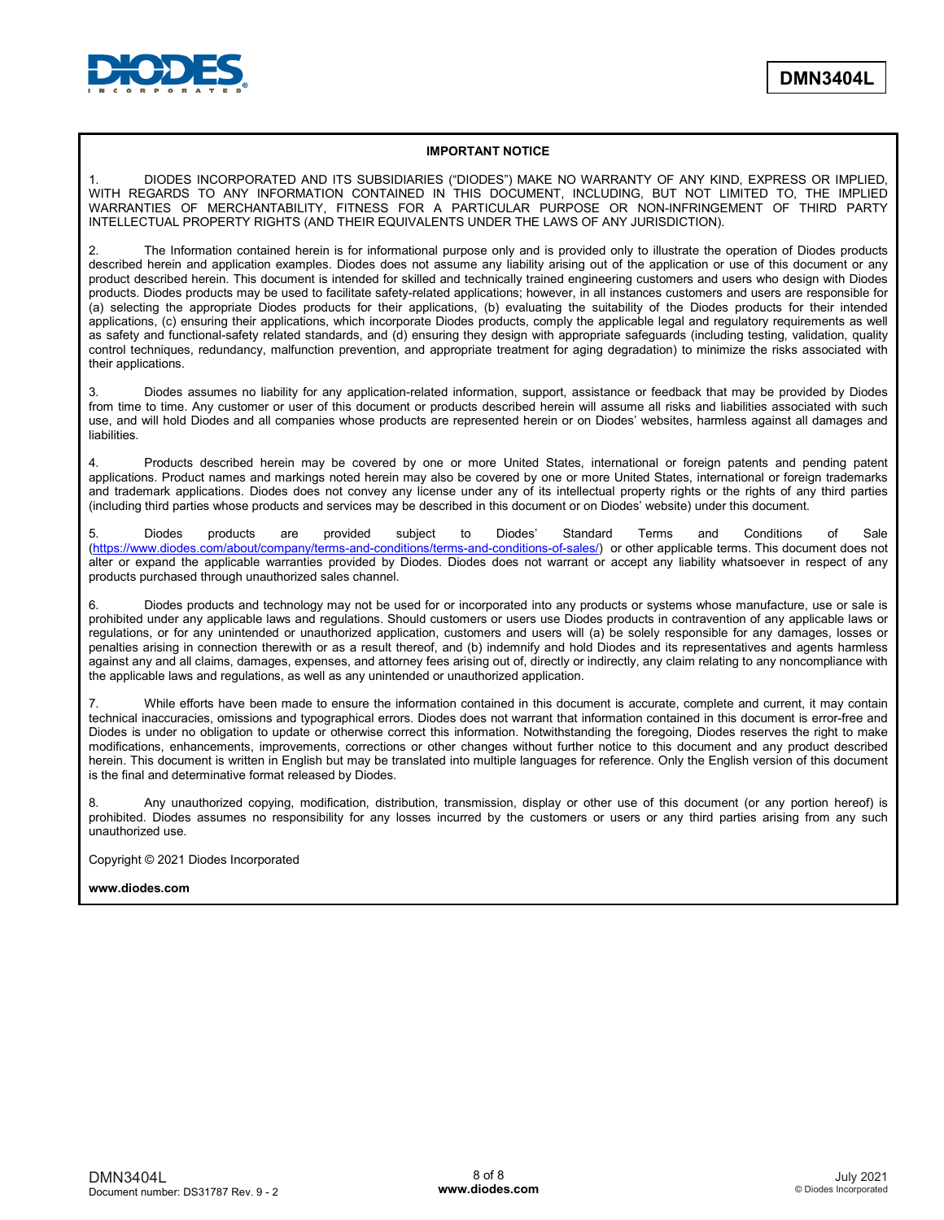## IMPORTANT NOTICE

1. DIODES INCORPORATED AND ITS SUBSIDIARIES ("DIODES") MAKE NO WARRANTY OF ANY KIND, EXPRESS OR IMPLIED, WITH REGARDS TO ANY INFORMATION CONTAINED IN THIS DOCUMENT, INCLUDING, BUT NOT LIMITED TO, THE IMPLIED WARRANTIES OF MERCHANTABILITY, FITNESS FOR A PARTICULAR PURPOSE OR NON-INFRINGEMENT OF THIRD PARTY INTELLECTUAL PROPERTY RIGHTS (AND THEIR EQUIVALENTS UNDER THE LAWS OF ANY JURISDICTION).

2. The Information contained herein is for informational purpose only and is provided only to illustrate the operation of Diodes products described herein and application examples. Diodes does not assume any liability arising out of the application or use of this document or any product described herein. This document is intended for skilled and technically trained engineering customers and users who design with Diodes products. Diodes products may be used to facilitate safety-related applications; however, in all instances customers and users are responsible for (a) selecting the appropriate Diodes products for their applications, (b) evaluating the suitability of the Diodes products for their intended applications, (c) ensuring their applications, which incorporate Diodes products, comply the applicable legal and regulatory requirements as well as safety and functional-safety related standards, and (d) ensuring they design with appropriate safeguards (including testing, validation, quality control techniques, redundancy, malfunction prevention, and appropriate treatment for aging degradation) to minimize the risks associated with their applications.

3. Diodes assumes no liability for any application-related information, support, assistance or feedback that may be provided by Diodes from time to time. Any customer or user of this document or products described herein will assume all risks and liabilities associated with such use, and will hold Diodes and all companies whose products are represented herein or on Diodes' websites, harmless against all damages and liabilities.

4. Products described herein may be covered by one or more United States, international or foreign patents and pending patent applications. Product names and markings noted herein may also be covered by one or more United States, international or foreign trademarks and trademark applications. Diodes does not convey any license under any of its intellectual property rights or the rights of any third parties (including third parties whose products and services may be described in this document or on Diodes' website) under this document.

5. Diodes products are provided subject to Diodes' Standard Terms and Conditions of Sale (https://www.diodes.com/about/company/terms-and-conditions/terms-and-conditions-of-sales/) or other applicable terms. This document does not alter or expand the applicable warranties provided by Diodes. Diodes does not warrant or accept any liability whatsoever in respect of any products purchased through unauthorized sales channel.

6. Diodes products and technology may not be used for or incorporated into any products or systems whose manufacture, use or sale is prohibited under any applicable laws and regulations. Should customers or users use Diodes products in contravention of any applicable laws or regulations, or for any unintended or unauthorized application, customers and users will (a) be solely responsible for any damages, losses or penalties arising in connection therewith or as a result thereof, and (b) indemnify and hold Diodes and its representatives and agents harmless against any and all claims, damages, expenses, and attorney fees arising out of, directly or indirectly, any claim relating to any noncompliance with the applicable laws and regulations, as well as any unintended or unauthorized application.

7. While efforts have been made to ensure the information contained in this document is accurate, complete and current, it may contain technical inaccuracies, omissions and typographical errors. Diodes does not warrant that information contained in this document is error-free and Diodes is under no obligation to update or otherwise correct this information. Notwithstanding the foregoing, Diodes reserves the right to make modifications, enhancements, improvements, corrections or other changes without further notice to this document and any product described herein. This document is written in English but may be translated into multiple languages for reference. Only the English version of this document is the final and determinative format released by Diodes.

8. Any unauthorized copying, modification, distribution, transmission, display or other use of this document (or any portion hereof) is prohibited. Diodes assumes no responsibility for any losses incurred by the customers or users or any third parties arising from any such unauthorized use.

Copyright © 2021 Diodes Incorporated

**www.diodes.com**